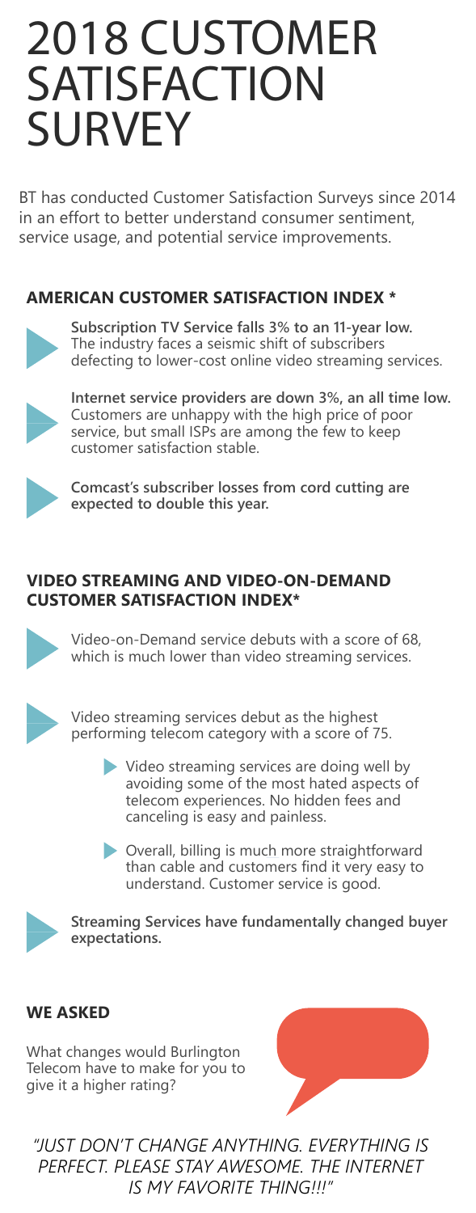# 2018 CUSTOMER SATISFACTION SURVEY

BT has conducted Customer Satisfaction Surveys since 2014 in an effort to better understand consumer sentiment, service usage, and potential service improvements.

## AMERICAN CUSTOMER SATISFACTION INDEX *

- **Subscription TV Service falls 3% to an 11-year low.** The industry faces a seismic shift of subscribers defecting to lower-cost online video streaming services.
- **Internet service providers are down 3%, an all time low.** Customers are unhappy with the high price of poor service, but small ISPs are among the few to keep customer satisfaction stable.
- **Comcast's subscriber losses from cord cutting are expected to double this year.**

## VIDEO STREAMING AND VIDEO-ON-DEMAND CUSTOMER SATISFACTION INDEX*

- Video-on-Demand service debuts with a score of 68, which is much lower than video streaming services.
- Video streaming services debut as the highest performing telecom category with a score of 75.
  - Video streaming services are doing well by avoiding some of the most hated aspects of telecom experiences. No hidden fees and canceling is easy and painless.
  - Overall, billing is much more straightforward than cable and customers find it very easy to understand. Customer service is good.
- **Streaming Services have fundamentally changed buyer expectations.**

## WE ASKED

What changes would Burlington Telecom have to make for you to give it a higher rating?

*"JUST DON'T CHANGE ANYTHING. EVERYTHING IS PERFECT. PLEASE STAY AWESOME. THE INTERNET IS MY FAVORITE THING!!!"*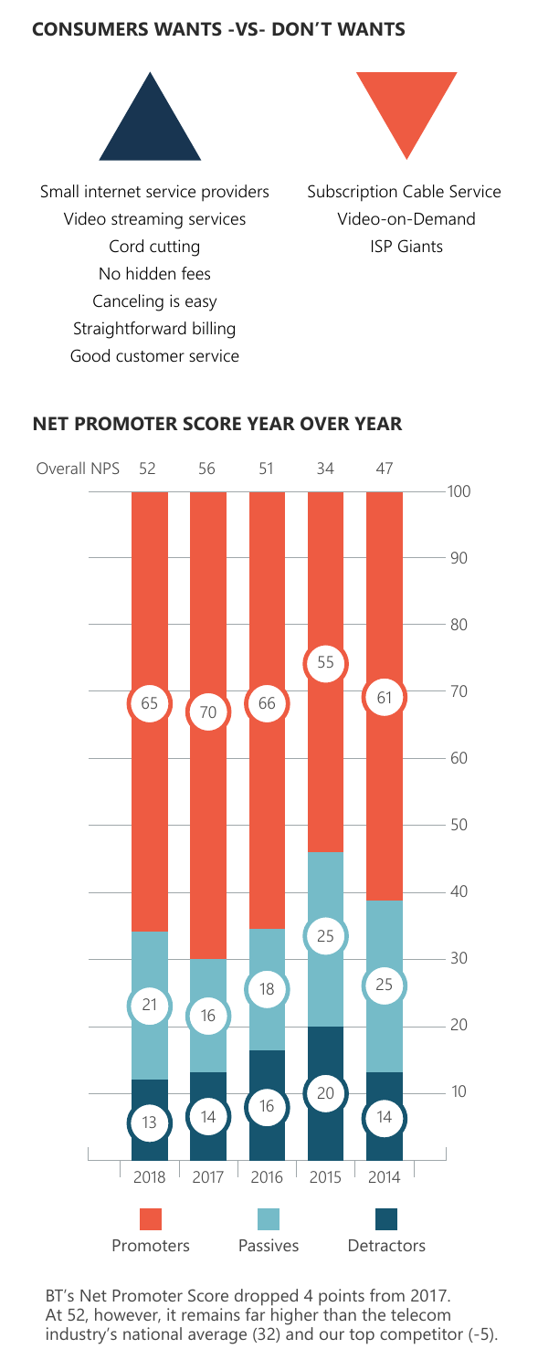## CONSUMERS WANTS -VS- DON'T WANTS

| Wants | Don't Wants |
|---|---|
| Small internet service providers | Subscription Cable Service |
| Video streaming services | Video-on-Demand |
| Cord cutting | ISP Giants |
| No hidden fees | |
| Canceling is easy | |
| Straightforward billing | |
| Good customer service | |

## NET PROMOTER SCORE YEAR OVER YEAR

| | 2018 | 2017 | 2016 | 2015 | 2014 |
|---|---|---|---|---|---|
| Overall NPS | 52 | 56 | 51 | 34 | 47 |
| Promoters | 65 | 70 | 66 | 55 | 61 |
| Passives | 21 | 16 | 18 | 25 | 25 |
| Detractors | 13 | 14 | 16 | 20 | 14 |

BT's Net Promoter Score dropped 4 points from 2017. At 52, however, it remains far higher than the telecom industry's national average (32) and our top competitor (-5).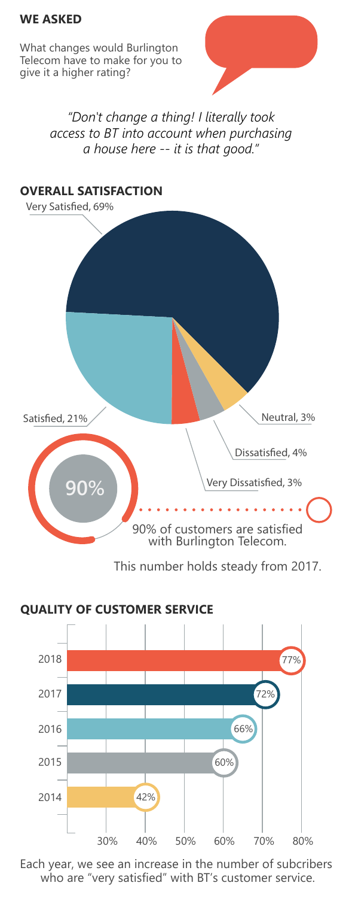## WE ASKED

What changes would Burlington Telecom have to make for you to give it a higher rating?

*"Don't change a thing! I literally took access to BT into account when purchasing a house here -- it is that good."*

## OVERALL SATISFACTION

| Rating | Percentage |
| --- | --- |
| Very Satisfied | 69% |
| Satisfied | 21% |
| Neutral | 3% |
| Dissatisfied | 4% |
| Very Dissatisfied | 3% |

90%

90% of customers are satisfied with Burlington Telecom.

This number holds steady from 2017.

## QUALITY OF CUSTOMER SERVICE

| Year | Percentage |
| --- | --- |
| 2018 | 77% |
| 2017 | 72% |
| 2016 | 66% |
| 2015 | 60% |
| 2014 | 42% |

Each year, we see an increase in the number of subcribers who are "very satisfied" with BT's customer service.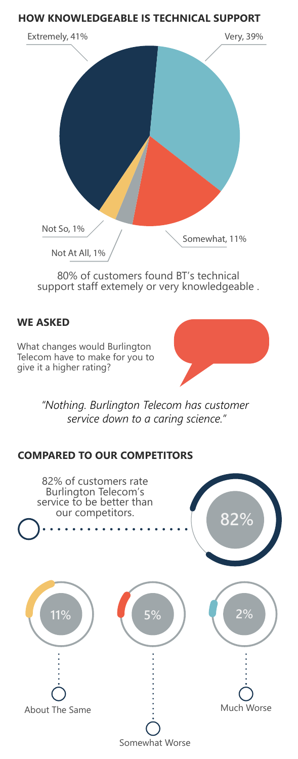## HOW KNOWLEDGEABLE IS TECHNICAL SUPPORT

Extremely, 41%

Very, 39%

Somewhat, 11%

Not So, 1%

Not At All, 1%

80% of customers found BT's technical support staff extemely or very knowledgeable .

## WE ASKED

What changes would Burlington Telecom have to make for you to give it a higher rating?

*"Nothing. Burlington Telecom has customer service down to a caring science."*

## COMPARED TO OUR COMPETITORS

82% of customers rate Burlington Telecom's service to be better than our competitors.

82%

11%

About The Same

5%

Somewhat Worse

2%

Much Worse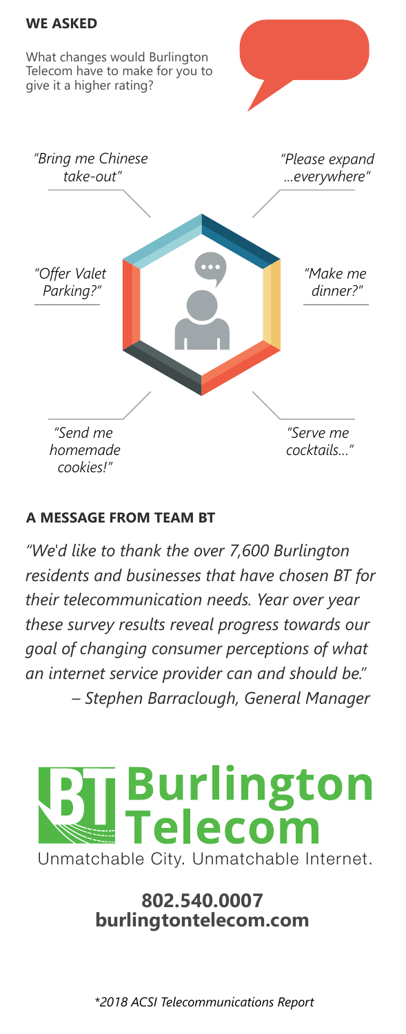**WE ASKED**

What changes would Burlington Telecom have to make for you to give it a higher rating?

*"Bring me Chinese take-out"*

*"Please expand ...everywhere"*

*"Offer Valet Parking?"*

*"Make me dinner?"*

*"Send me homemade cookies!"*

*"Serve me cocktails..."*

**A MESSAGE FROM TEAM BT**

*"We'd like to thank the over 7,600 Burlington residents and businesses that have chosen BT for their telecommunication needs. Year over year these survey results reveal progress towards our goal of changing consumer perceptions of what an internet service provider can and should be."*
*– Stephen Barraclough, General Manager*

**Burlington Telecom**

Unmatchable City. Unmatchable Internet.

**802.540.0007**
**burlingtontelecom.com**

*\*2018 ACSI Telecommunications Report*